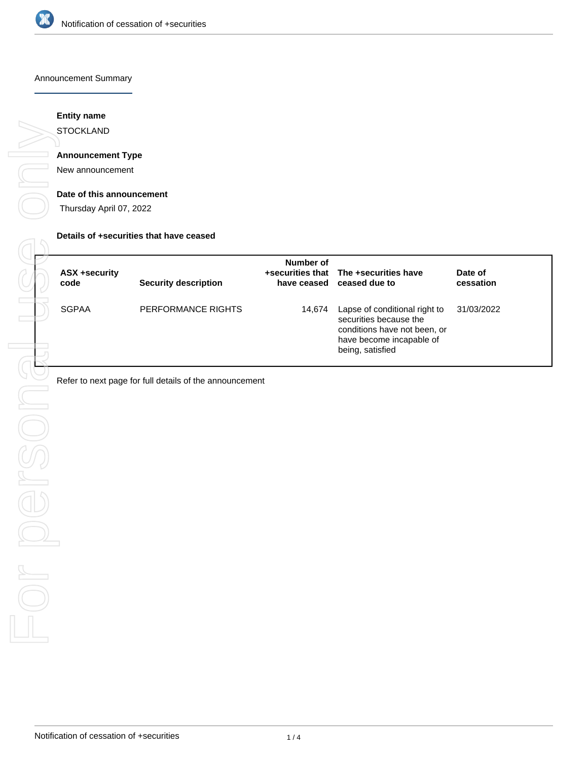Announcement Summary

**Entity name**

STOCKLAND

**Announcement Type**

New announcement

**Date of this announcement**

Thursday April 07, 2022

**Details of +securities that have ceased**

| ASX +security code | Security description | Number of +securities that have ceased | The +securities have ceased due to | Date of cessation |
|---|---|---|---|---|
| SGPAA | PERFORMANCE RIGHTS | 14,674 | Lapse of conditional right to securities because the conditions have not been, or have become incapable of being, satisfied | 31/03/2022 |

Refer to next page for full details of the announcement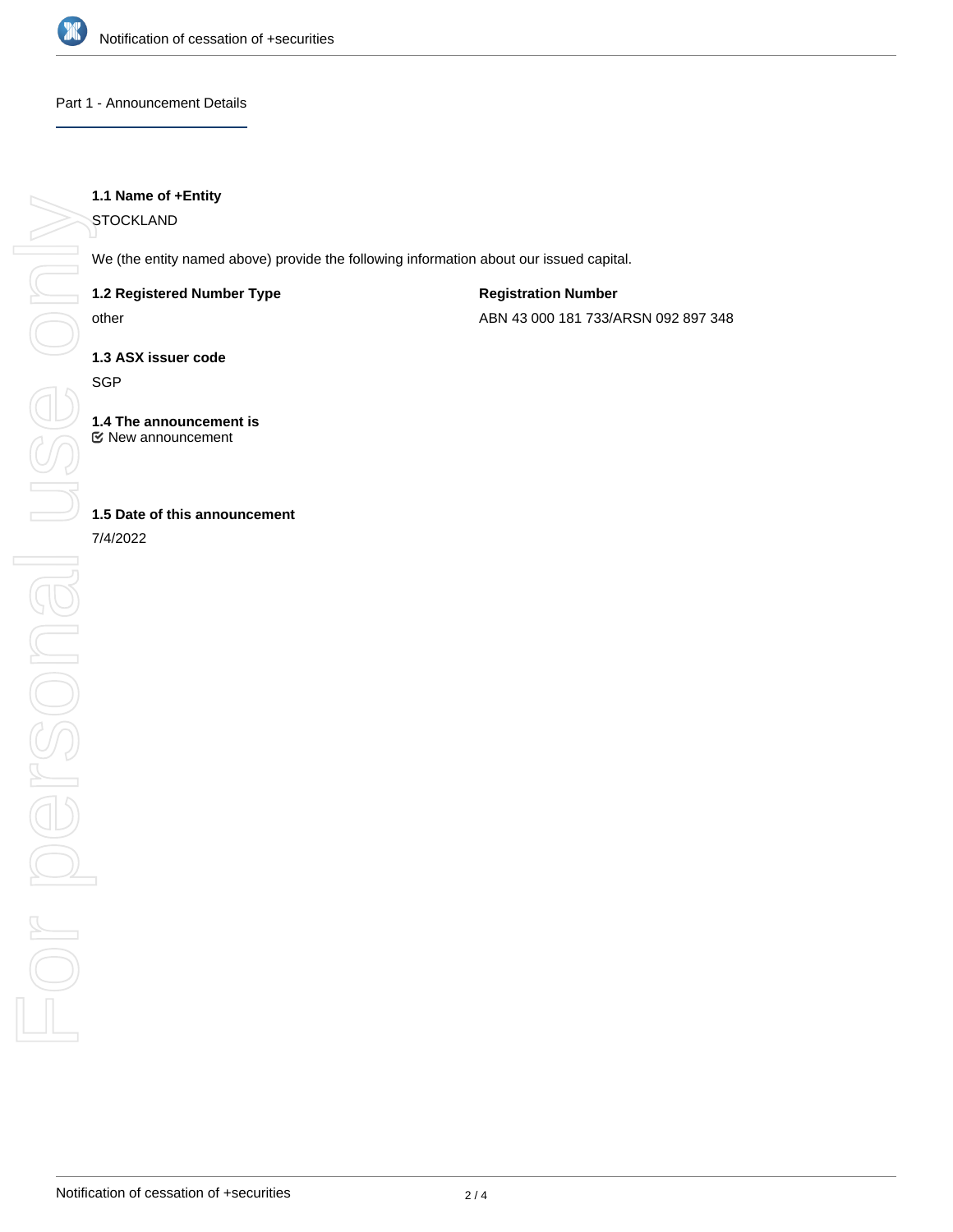## Part 1 - Announcement Details

**1.1 Name of +Entity**

STOCKLAND

We (the entity named above) provide the following information about our issued capital.

**1.2 Registered Number Type**

other

**Registration Number**

ABN 43 000 181 733/ARSN 092 897 348

**1.3 ASX issuer code**

SGP

**1.4 The announcement is**

New announcement

**1.5 Date of this announcement**

7/4/2022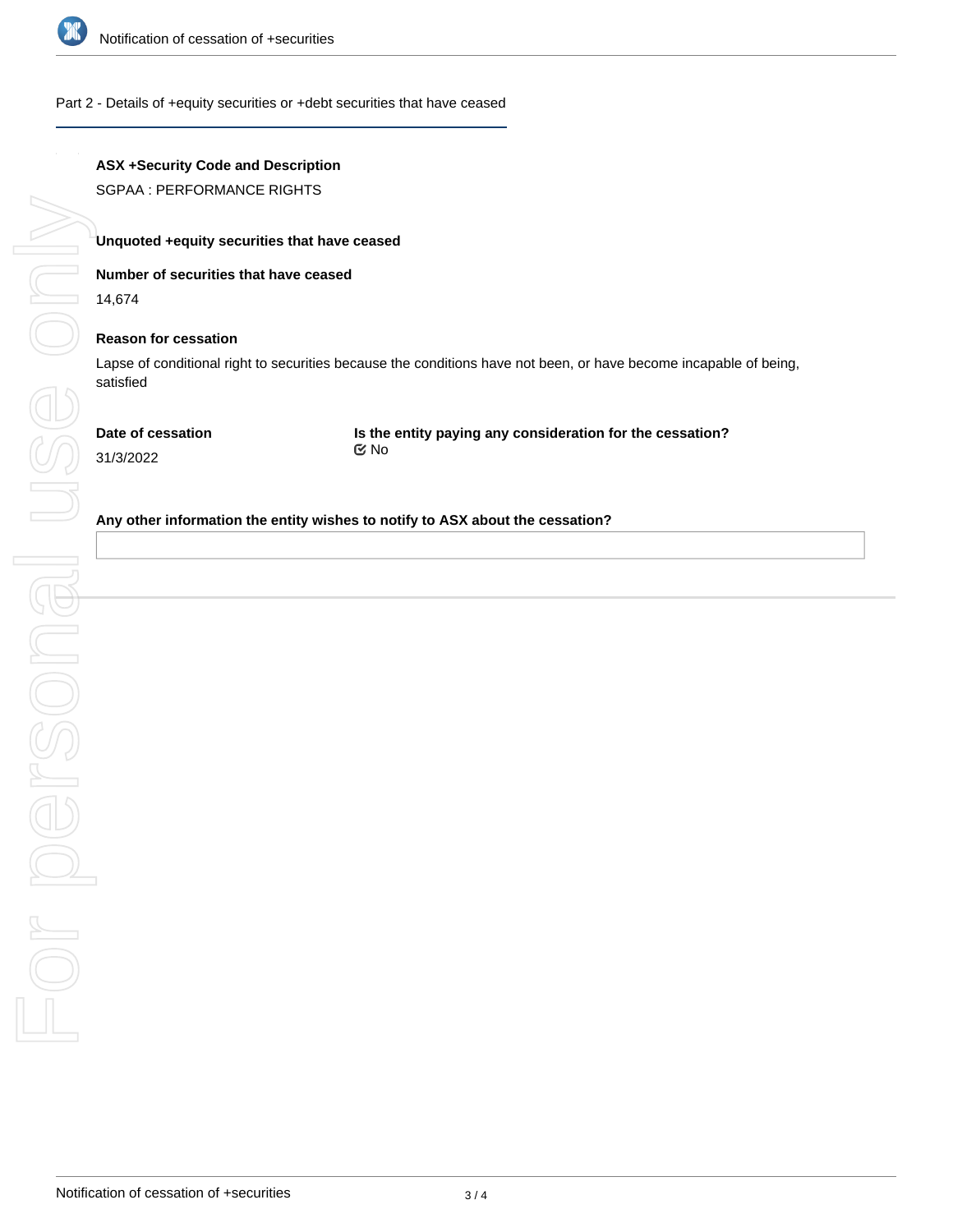## Part 2 - Details of +equity securities or +debt securities that have ceased

**ASX +Security Code and Description**

SGPAA : PERFORMANCE RIGHTS

**Unquoted +equity securities that have ceased**

**Number of securities that have ceased**

14,674

**Reason for cessation**

Lapse of conditional right to securities because the conditions have not been, or have become incapable of being, satisfied

**Date of cessation**

31/3/2022

**Is the entity paying any consideration for the cessation?**

☑ No

**Any other information the entity wishes to notify to ASX about the cessation?**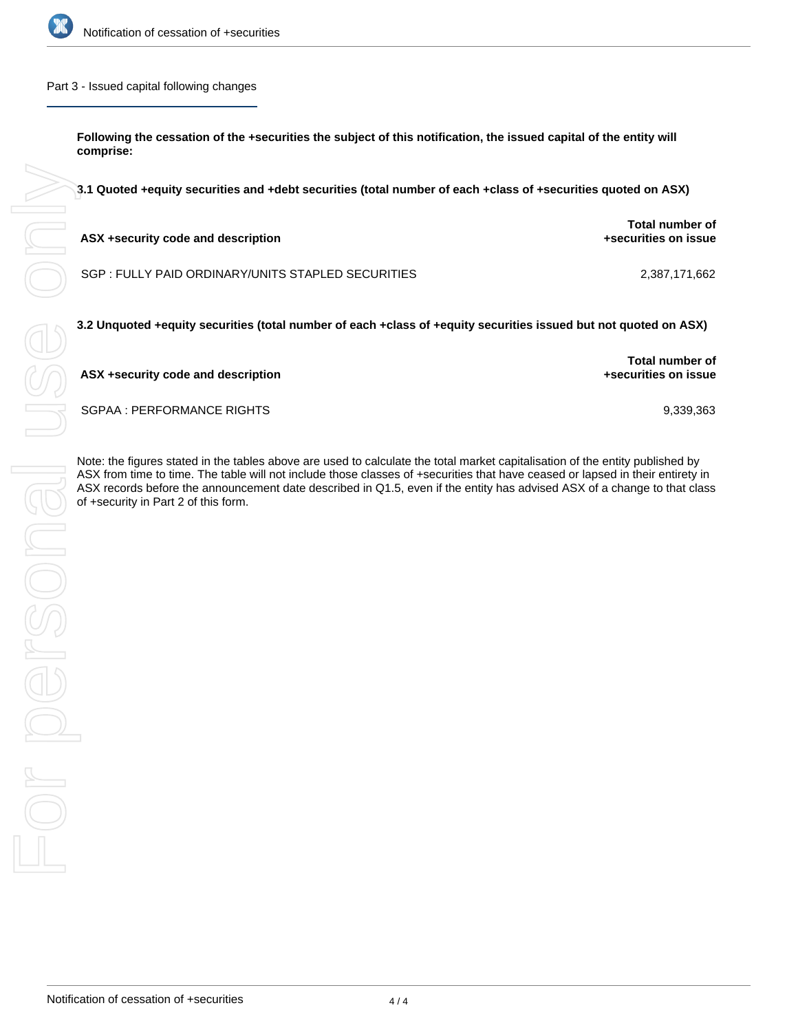## Part 3 - Issued capital following changes

**Following the cessation of the +securities the subject of this notification, the issued capital of the entity will comprise:**

**3.1 Quoted +equity securities and +debt securities (total number of each +class of +securities quoted on ASX)**

| ASX +security code and description | Total number of +securities on issue |
|---|---|
| SGP : FULLY PAID ORDINARY/UNITS STAPLED SECURITIES | 2,387,171,662 |

**3.2 Unquoted +equity securities (total number of each +class of +equity securities issued but not quoted on ASX)**

| ASX +security code and description | Total number of +securities on issue |
|---|---|
| SGPAA : PERFORMANCE RIGHTS | 9,339,363 |

Note: the figures stated in the tables above are used to calculate the total market capitalisation of the entity published by ASX from time to time. The table will not include those classes of +securities that have ceased or lapsed in their entirety in ASX records before the announcement date described in Q1.5, even if the entity has advised ASX of a change to that class of +security in Part 2 of this form.